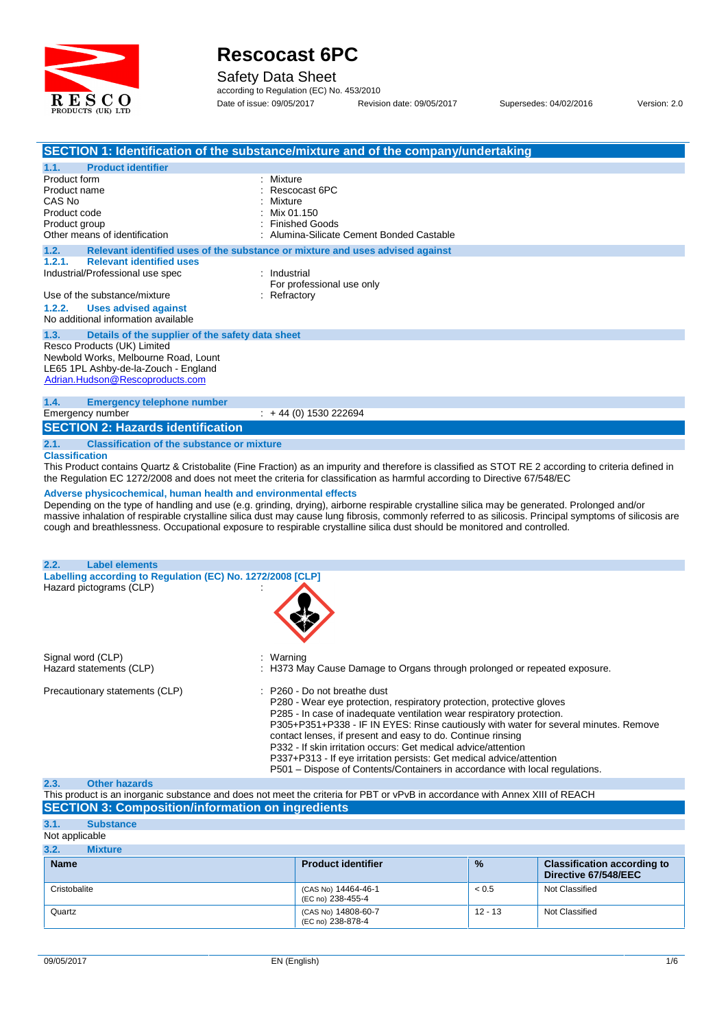# Rescocast 6PC

Safety Data Sheet
according to Regulation (EC) No. 453/2010

Date of issue: 09/05/2017 Revision date: 09/05/2017 Supersedes: 04/02/2016 Version: 2.0

## SECTION 1: Identification of the substance/mixture and of the company/undertaking

### 1.1. Product identifier

| | |
|---|---|
| Product form | : Mixture |
| Product name | : Rescocast 6PC |
| CAS No | : Mixture |
| Product code | : Mix 01.150 |
| Product group | : Finished Goods |
| Other means of identification | : Alumina-Silicate Cement Bonded Castable |

### 1.2. Relevant identified uses of the substance or mixture and uses advised against

#### 1.2.1. Relevant identified uses

| | |
|---|---|
| Industrial/Professional use spec | : Industrial<br>For professional use only |
| Use of the substance/mixture | : Refractory |

#### 1.2.2. Uses advised against

No additional information available

### 1.3. Details of the supplier of the safety data sheet

Resco Products (UK) Limited
Newbold Works, Melbourne Road, Lount
LE65 1PL Ashby-de-la-Zouch - England
Adrian.Hudson@Rescoproducts.com

### 1.4. Emergency telephone number

Emergency number : + 44 (0) 1530 222694

## SECTION 2: Hazards identification

### 2.1. Classification of the substance or mixture

**Classification**

This Product contains Quartz & Cristobalite (Fine Fraction) as an impurity and therefore is classified as STOT RE 2 according to criteria defined in the Regulation EC 1272/2008 and does not meet the criteria for classification as harmful according to Directive 67/548/EC

**Adverse physicochemical, human health and environmental effects**

Depending on the type of handling and use (e.g. grinding, drying), airborne respirable crystalline silica may be generated. Prolonged and/or massive inhalation of respirable crystalline silica dust may cause lung fibrosis, commonly referred to as silicosis. Principal symptoms of silicosis are cough and breathlessness. Occupational exposure to respirable crystalline silica dust should be monitored and controlled.

### 2.2. Label elements

**Labelling according to Regulation (EC) No. 1272/2008 [CLP]**

Hazard pictograms (CLP) :

Signal word (CLP) : Warning

Hazard statements (CLP) : H373 May Cause Damage to Organs through prolonged or repeated exposure.

Precautionary statements (CLP) :
- P260 - Do not breathe dust
- P280 - Wear eye protection, respiratory protection, protective gloves
- P285 - In case of inadequate ventilation wear respiratory protection.
- P305+P351+P338 - IF IN EYES: Rinse cautiously with water for several minutes. Remove contact lenses, if present and easy to do. Continue rinsing
- P332 - If skin irritation occurs: Get medical advice/attention
- P337+P313 - If eye irritation persists: Get medical advice/attention
- P501 – Dispose of Contents/Containers in accordance with local regulations.

### 2.3. Other hazards

This product is an inorganic substance and does not meet the criteria for PBT or vPvB in accordance with Annex XIII of REACH

## SECTION 3: Composition/information on ingredients

### 3.1. Substance

Not applicable

### 3.2. Mixture

| Name | Product identifier | % | Classification according to Directive 67/548/EEC |
|---|---|---|---|
| Cristobalite | (CAS No) 14464-46-1<br>(EC no) 238-455-4 | < 0.5 | Not Classified |
| Quartz | (CAS No) 14808-60-7<br>(EC no) 238-878-4 | 12 - 13 | Not Classified |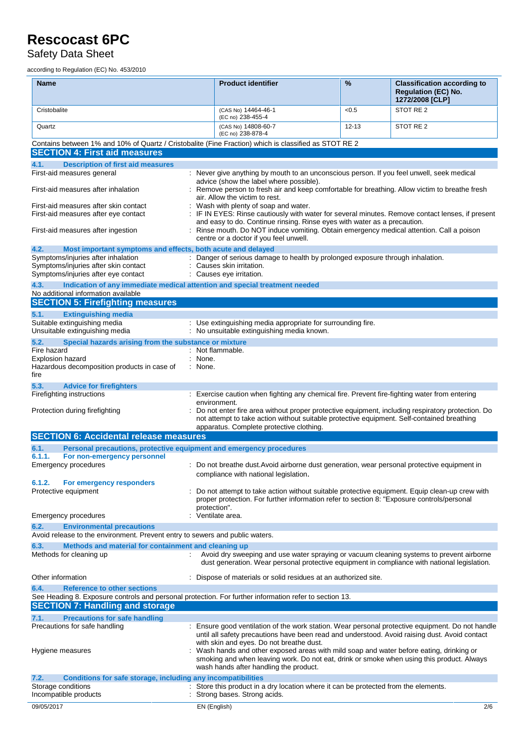| Name | Product identifier | % | Classification according to Regulation (EC) No. 1272/2008 [CLP] |
|---|---|---|---|
| Cristobalite | (CAS No) 14464-46-1<br>(EC no) 238-455-4 | <0.5 | STOT RE 2 |
| Quartz | (CAS No) 14808-60-7<br>(EC no) 238-878-4 | 12-13 | STOT RE 2 |

Contains between 1% and 10% of Quartz / Cristobalite (Fine Fraction) which is classified as STOT RE 2

## SECTION 4: First aid measures

### 4.1. Description of first aid measures

First-aid measures general : Never give anything by mouth to an unconscious person. If you feel unwell, seek medical advice (show the label where possible).

First-aid measures after inhalation : Remove person to fresh air and keep comfortable for breathing. Allow victim to breathe fresh air. Allow the victim to rest.

First-aid measures after skin contact : Wash with plenty of soap and water.

First-aid measures after eye contact : IF IN EYES: Rinse cautiously with water for several minutes. Remove contact lenses, if present and easy to do. Continue rinsing. Rinse eyes with water as a precaution.

First-aid measures after ingestion : Rinse mouth. Do NOT induce vomiting. Obtain emergency medical attention. Call a poison centre or a doctor if you feel unwell.

### 4.2. Most important symptoms and effects, both acute and delayed

Symptoms/injuries after inhalation : Danger of serious damage to health by prolonged exposure through inhalation.

Symptoms/injuries after skin contact : Causes skin irritation.

Symptoms/injuries after eye contact : Causes eye irritation.

### 4.3. Indication of any immediate medical attention and special treatment needed

No additional information available

## SECTION 5: Firefighting measures

### 5.1. Extinguishing media

Suitable extinguishing media : Use extinguishing media appropriate for surrounding fire.

Unsuitable extinguishing media : No unsuitable extinguishing media known.

### 5.2. Special hazards arising from the substance or mixture

Fire hazard : Not flammable.

Explosion hazard : None.

Hazardous decomposition products in case of fire : None.

### 5.3. Advice for firefighters

Firefighting instructions : Exercise caution when fighting any chemical fire. Prevent fire-fighting water from entering environment.

Protection during firefighting : Do not enter fire area without proper protective equipment, including respiratory protection. Do not attempt to take action without suitable protective equipment. Self-contained breathing apparatus. Complete protective clothing.

## SECTION 6: Accidental release measures

### 6.1. Personal precautions, protective equipment and emergency procedures

#### 6.1.1. For non-emergency personnel

Emergency procedures : Do not breathe dust.Avoid airborne dust generation, wear personal protective equipment in compliance with national legislation.

#### 6.1.2. For emergency responders

Protective equipment : Do not attempt to take action without suitable protective equipment. Equip clean-up crew with proper protection. For further information refer to section 8: "Exposure controls/personal protection".

Emergency procedures : Ventilate area.

### 6.2. Environmental precautions

Avoid release to the environment. Prevent entry to sewers and public waters.

### 6.3. Methods and material for containment and cleaning up

Methods for cleaning up : Avoid dry sweeping and use water spraying or vacuum cleaning systems to prevent airborne dust generation. Wear personal protective equipment in compliance with national legislation.

Other information : Dispose of materials or solid residues at an authorized site.

### 6.4. Reference to other sections

See Heading 8. Exposure controls and personal protection. For further information refer to section 13.

## SECTION 7: Handling and storage

### 7.1. Precautions for safe handling

Precautions for safe handling : Ensure good ventilation of the work station. Wear personal protective equipment. Do not handle until all safety precautions have been read and understood. Avoid raising dust. Avoid contact with skin and eyes. Do not breathe dust.

Hygiene measures : Wash hands and other exposed areas with mild soap and water before eating, drinking or smoking and when leaving work. Do not eat, drink or smoke when using this product. Always wash hands after handling the product.

### 7.2. Conditions for safe storage, including any incompatibilities

Storage conditions : Store this product in a dry location where it can be protected from the elements.

Incompatible products : Strong bases. Strong acids.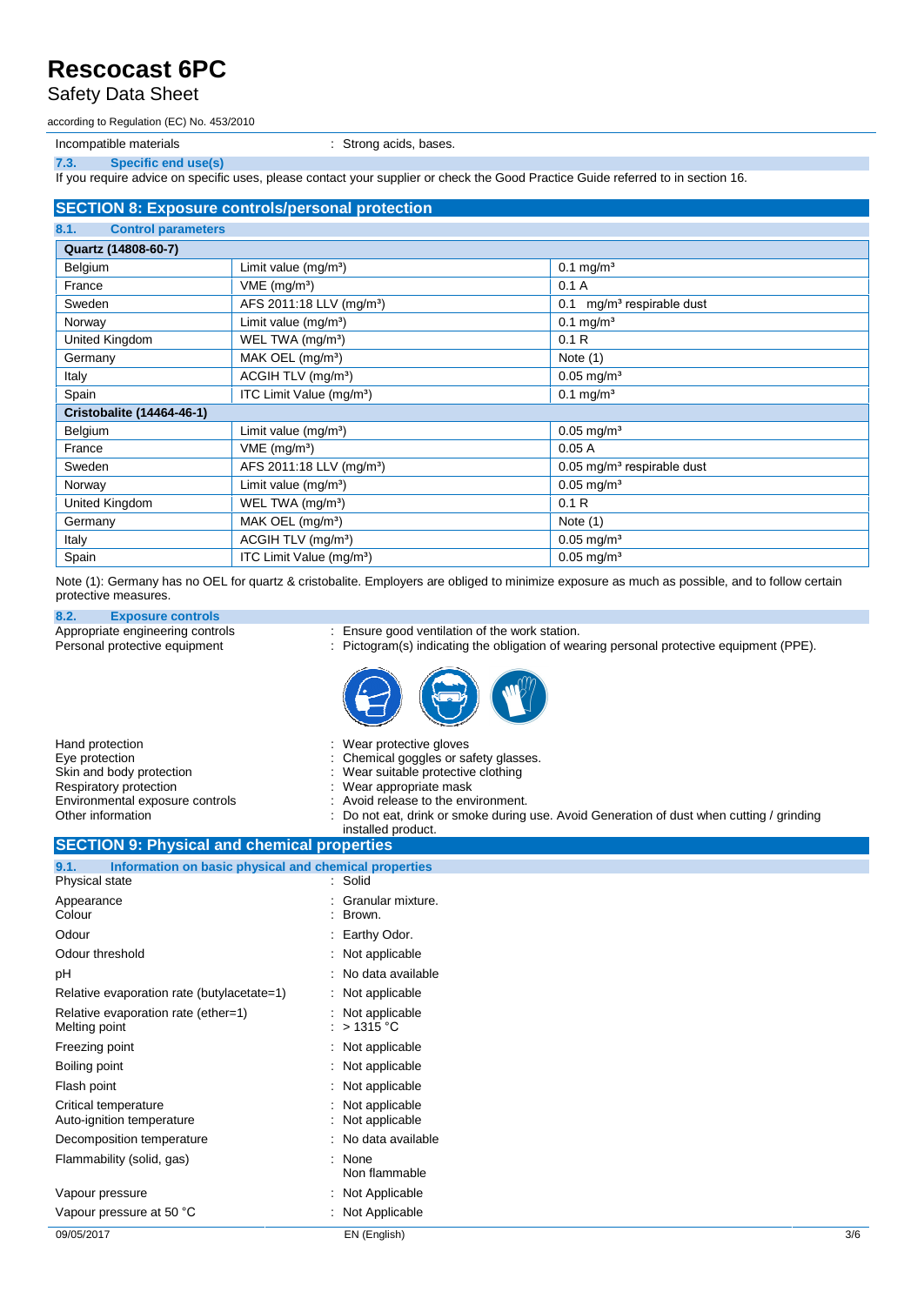Incompatible materials : Strong acids, bases.

### 7.3. Specific end use(s)

If you require advice on specific uses, please contact your supplier or check the Good Practice Guide referred to in section 16.

## SECTION 8: Exposure controls/personal protection

### 8.1. Control parameters

| Quartz (14808-60-7) | | |
|---|---|---|
| Belgium | Limit value (mg/m³) | 0.1 mg/m³ |
| France | VME (mg/m³) | 0.1 A |
| Sweden | AFS 2011:18 LLV (mg/m³) | 0.1 mg/m³ respirable dust |
| Norway | Limit value (mg/m³) | 0.1 mg/m³ |
| United Kingdom | WEL TWA (mg/m³) | 0.1 R |
| Germany | MAK OEL (mg/m³) | Note (1) |
| Italy | ACGIH TLV (mg/m³) | 0.05 mg/m³ |
| Spain | ITC Limit Value (mg/m³) | 0.1 mg/m³ |
| **Cristobalite (14464-46-1)** | | |
| Belgium | Limit value (mg/m³) | 0.05 mg/m³ |
| France | VME (mg/m³) | 0.05 A |
| Sweden | AFS 2011:18 LLV (mg/m³) | 0.05 mg/m³ respirable dust |
| Norway | Limit value (mg/m³) | 0.05 mg/m³ |
| United Kingdom | WEL TWA (mg/m³) | 0.1 R |
| Germany | MAK OEL (mg/m³) | Note (1) |
| Italy | ACGIH TLV (mg/m³) | 0.05 mg/m³ |
| Spain | ITC Limit Value (mg/m³) | 0.05 mg/m³ |

Note (1): Germany has no OEL for quartz & cristobalite. Employers are obliged to minimize exposure as much as possible, and to follow certain protective measures.

### 8.2. Exposure controls

Appropriate engineering controls : Ensure good ventilation of the work station.

Personal protective equipment : Pictogram(s) indicating the obligation of wearing personal protective equipment (PPE).

Hand protection : Wear protective gloves

Eye protection : Chemical goggles or safety glasses.

Skin and body protection : Wear suitable protective clothing

Respiratory protection : Wear appropriate mask

Environmental exposure controls : Avoid release to the environment.

Other information : Do not eat, drink or smoke during use. Avoid Generation of dust when cutting / grinding installed product.

## SECTION 9: Physical and chemical properties

### 9.1. Information on basic physical and chemical properties

Physical state : Solid

Appearance : Granular mixture.

Colour : Brown.

Odour : Earthy Odor.

Odour threshold : Not applicable

pH : No data available

Relative evaporation rate (butylacetate=1) : Not applicable

Relative evaporation rate (ether=1) : Not applicable

Melting point : > 1315 °C

Freezing point : Not applicable

Boiling point : Not applicable

Flash point : Not applicable

Critical temperature : Not applicable

Auto-ignition temperature : Not applicable

Decomposition temperature : No data available

Flammability (solid, gas) : None
Non flammable

Vapour pressure : Not Applicable

Vapour pressure at 50 °C : Not Applicable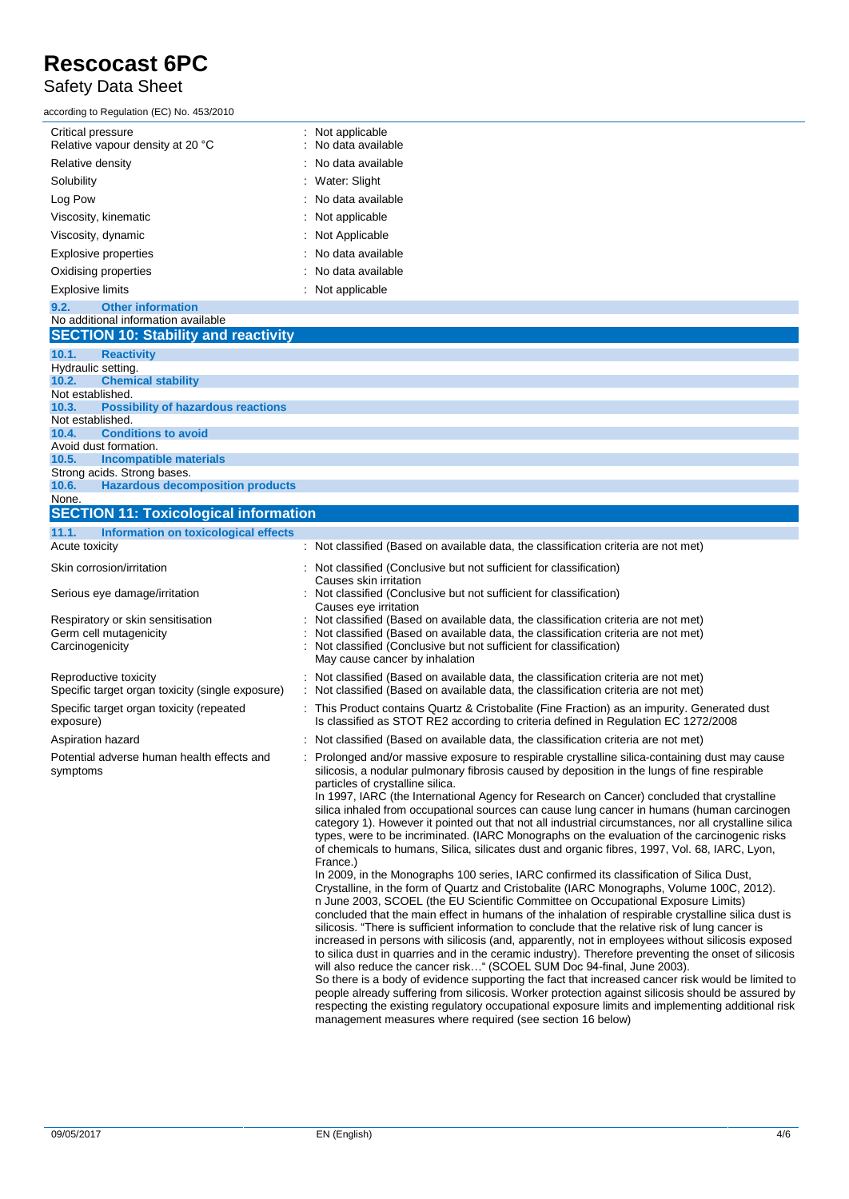| | |
|---|---|
| Critical pressure | : Not applicable |
| Relative vapour density at 20 °C | : No data available |
| Relative density | : No data available |
| Solubility | : Water: Slight |
| Log Pow | : No data available |
| Viscosity, kinematic | : Not applicable |
| Viscosity, dynamic | : Not Applicable |
| Explosive properties | : No data available |
| Oxidising properties | : No data available |
| Explosive limits | : Not applicable |

### 9.2. Other information

No additional information available

## SECTION 10: Stability and reactivity

### 10.1. Reactivity

Hydraulic setting.

### 10.2. Chemical stability

Not established.

### 10.3. Possibility of hazardous reactions

Not established.

### 10.4. Conditions to avoid

Avoid dust formation.

### 10.5. Incompatible materials

Strong acids. Strong bases.

### 10.6. Hazardous decomposition products

None.

## SECTION 11: Toxicological information

### 11.1. Information on toxicological effects

| | |
|---|---|
| Acute toxicity | : Not classified (Based on available data, the classification criteria are not met) |
| Skin corrosion/irritation | : Not classified (Conclusive but not sufficient for classification)<br>Causes skin irritation |
| Serious eye damage/irritation | : Not classified (Conclusive but not sufficient for classification)<br>Causes eye irritation |
| Respiratory or skin sensitisation | : Not classified (Based on available data, the classification criteria are not met) |
| Germ cell mutagenicity | : Not classified (Based on available data, the classification criteria are not met) |
| Carcinogenicity | : Not classified (Conclusive but not sufficient for classification)<br>May cause cancer by inhalation |
| Reproductive toxicity | : Not classified (Based on available data, the classification criteria are not met) |
| Specific target organ toxicity (single exposure) | : Not classified (Based on available data, the classification criteria are not met) |
| Specific target organ toxicity (repeated exposure) | : This Product contains Quartz & Cristobalite (Fine Fraction) as an impurity. Generated dust Is classified as STOT RE2 according to criteria defined in Regulation EC 1272/2008 |
| Aspiration hazard | : Not classified (Based on available data, the classification criteria are not met) |
| Potential adverse human health effects and symptoms | : Prolonged and/or massive exposure to respirable crystalline silica-containing dust may cause silicosis, a nodular pulmonary fibrosis caused by deposition in the lungs of fine respirable particles of crystalline silica.<br>In 1997, IARC (the International Agency for Research on Cancer) concluded that crystalline silica inhaled from occupational sources can cause lung cancer in humans (human carcinogen category 1). However it pointed out that not all industrial circumstances, nor all crystalline silica types, were to be incriminated. (IARC Monographs on the evaluation of the carcinogenic risks of chemicals to humans, Silica, silicates dust and organic fibres, 1997, Vol. 68, IARC, Lyon, France.)<br>In 2009, in the Monographs 100 series, IARC confirmed its classification of Silica Dust, Crystalline, in the form of Quartz and Cristobalite (IARC Monographs, Volume 100C, 2012).<br>n June 2003, SCOEL (the EU Scientific Committee on Occupational Exposure Limits) concluded that the main effect in humans of the inhalation of respirable crystalline silica dust is silicosis. "There is sufficient information to conclude that the relative risk of lung cancer is increased in persons with silicosis (and, apparently, not in employees without silicosis exposed to silica dust in quarries and in the ceramic industry). Therefore preventing the onset of silicosis will also reduce the cancer risk…" (SCOEL SUM Doc 94-final, June 2003).<br>So there is a body of evidence supporting the fact that increased cancer risk would be limited to people already suffering from silicosis. Worker protection against silicosis should be assured by respecting the existing regulatory occupational exposure limits and implementing additional risk management measures where required (see section 16 below) |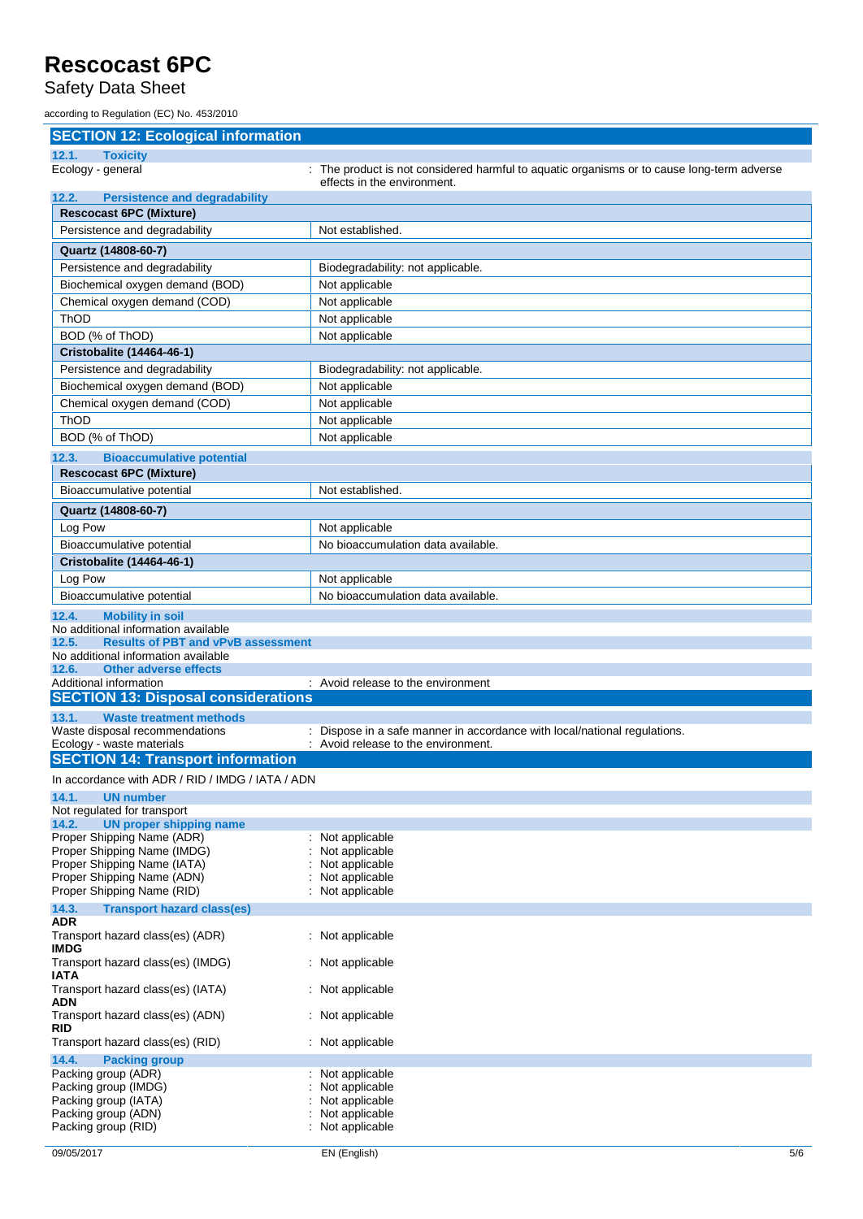## SECTION 12: Ecological information

### 12.1. Toxicity

Ecology - general : The product is not considered harmful to aquatic organisms or to cause long-term adverse effects in the environment.

### 12.2. Persistence and degradability

| **Rescocast 6PC (Mixture)** | |
|---|---|
| Persistence and degradability | Not established. |

| **Quartz (14808-60-7)** | |
|---|---|
| Persistence and degradability | Biodegradability: not applicable. |
| Biochemical oxygen demand (BOD) | Not applicable |
| Chemical oxygen demand (COD) | Not applicable |
| ThOD | Not applicable |
| BOD (% of ThOD) | Not applicable |
| **Cristobalite (14464-46-1)** | |
| Persistence and degradability | Biodegradability: not applicable. |
| Biochemical oxygen demand (BOD) | Not applicable |
| Chemical oxygen demand (COD) | Not applicable |
| ThOD | Not applicable |
| BOD (% of ThOD) | Not applicable |

### 12.3. Bioaccumulative potential

| **Rescocast 6PC (Mixture)** | |
|---|---|
| Bioaccumulative potential | Not established. |

| **Quartz (14808-60-7)** | |
|---|---|
| Log Pow | Not applicable |
| Bioaccumulative potential | No bioaccumulation data available. |
| **Cristobalite (14464-46-1)** | |
| Log Pow | Not applicable |
| Bioaccumulative potential | No bioaccumulation data available. |

### 12.4. Mobility in soil

No additional information available

### 12.5. Results of PBT and vPvB assessment

No additional information available

### 12.6. Other adverse effects

Additional information : Avoid release to the environment

## SECTION 13: Disposal considerations

### 13.1. Waste treatment methods

Waste disposal recommendations : Dispose in a safe manner in accordance with local/national regulations.

Ecology - waste materials : Avoid release to the environment.

## SECTION 14: Transport information

In accordance with ADR / RID / IMDG / IATA / ADN

### 14.1. UN number

Not regulated for transport

### 14.2. UN proper shipping name

Proper Shipping Name (ADR) : Not applicable
Proper Shipping Name (IMDG) : Not applicable
Proper Shipping Name (IATA) : Not applicable
Proper Shipping Name (ADN) : Not applicable
Proper Shipping Name (RID) : Not applicable

### 14.3. Transport hazard class(es)

**ADR**

Transport hazard class(es) (ADR) : Not applicable

**IMDG**

Transport hazard class(es) (IMDG) : Not applicable

**IATA**

Transport hazard class(es) (IATA) : Not applicable

**ADN**

Transport hazard class(es) (ADN) : Not applicable

**RID**

Transport hazard class(es) (RID) : Not applicable

### 14.4. Packing group

Packing group (ADR) : Not applicable
Packing group (IMDG) : Not applicable
Packing group (IATA) : Not applicable
Packing group (ADN) : Not applicable
Packing group (RID) : Not applicable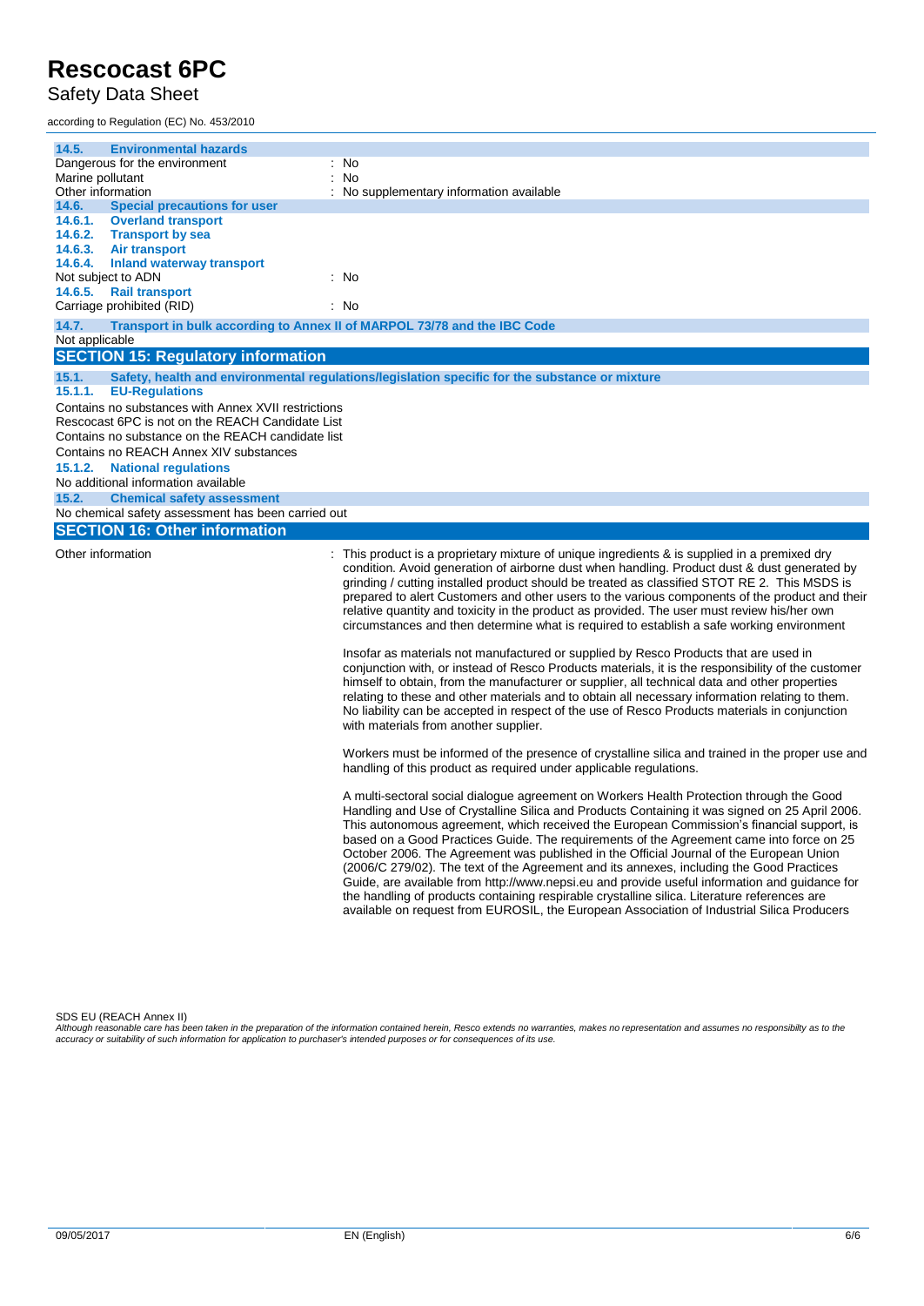#### 14.5. Environmental hazards

Dangerous for the environment : No

Marine pollutant : No

Other information : No supplementary information available

#### 14.6. Special precautions for user

##### 14.6.1. Overland transport

##### 14.6.2. Transport by sea

##### 14.6.3. Air transport

##### 14.6.4. Inland waterway transport

Not subject to ADN : No

##### 14.6.5. Rail transport

Carriage prohibited (RID) : No

#### 14.7. Transport in bulk according to Annex II of MARPOL 73/78 and the IBC Code

Not applicable

## SECTION 15: Regulatory information

#### 15.1. Safety, health and environmental regulations/legislation specific for the substance or mixture

##### 15.1.1. EU-Regulations

Contains no substances with Annex XVII restrictions

Rescocast 6PC is not on the REACH Candidate List

Contains no substance on the REACH candidate list

Contains no REACH Annex XIV substances

##### 15.1.2. National regulations

No additional information available

#### 15.2. Chemical safety assessment

No chemical safety assessment has been carried out

## SECTION 16: Other information

Other information : This product is a proprietary mixture of unique ingredients & is supplied in a premixed dry condition. Avoid generation of airborne dust when handling. Product dust & dust generated by grinding / cutting installed product should be treated as classified STOT RE 2. This MSDS is prepared to alert Customers and other users to the various components of the product and their relative quantity and toxicity in the product as provided. The user must review his/her own circumstances and then determine what is required to establish a safe working environment

Insofar as materials not manufactured or supplied by Resco Products that are used in conjunction with, or instead of Resco Products materials, it is the responsibility of the customer himself to obtain, from the manufacturer or supplier, all technical data and other properties relating to these and other materials and to obtain all necessary information relating to them. No liability can be accepted in respect of the use of Resco Products materials in conjunction with materials from another supplier.

Workers must be informed of the presence of crystalline silica and trained in the proper use and handling of this product as required under applicable regulations.

A multi-sectoral social dialogue agreement on Workers Health Protection through the Good Handling and Use of Crystalline Silica and Products Containing it was signed on 25 April 2006. This autonomous agreement, which received the European Commission's financial support, is based on a Good Practices Guide. The requirements of the Agreement came into force on 25 October 2006. The Agreement was published in the Official Journal of the European Union (2006/C 279/02). The text of the Agreement and its annexes, including the Good Practices Guide, are available from http://www.nepsi.eu and provide useful information and guidance for the handling of products containing respirable crystalline silica. Literature references are available on request from EUROSIL, the European Association of Industrial Silica Producers

SDS EU (REACH Annex II)

*Although reasonable care has been taken in the preparation of the information contained herein, Resco extends no warranties, makes no representation and assumes no responsibilty as to the accuracy or suitability of such information for application to purchaser's intended purposes or for consequences of its use.*